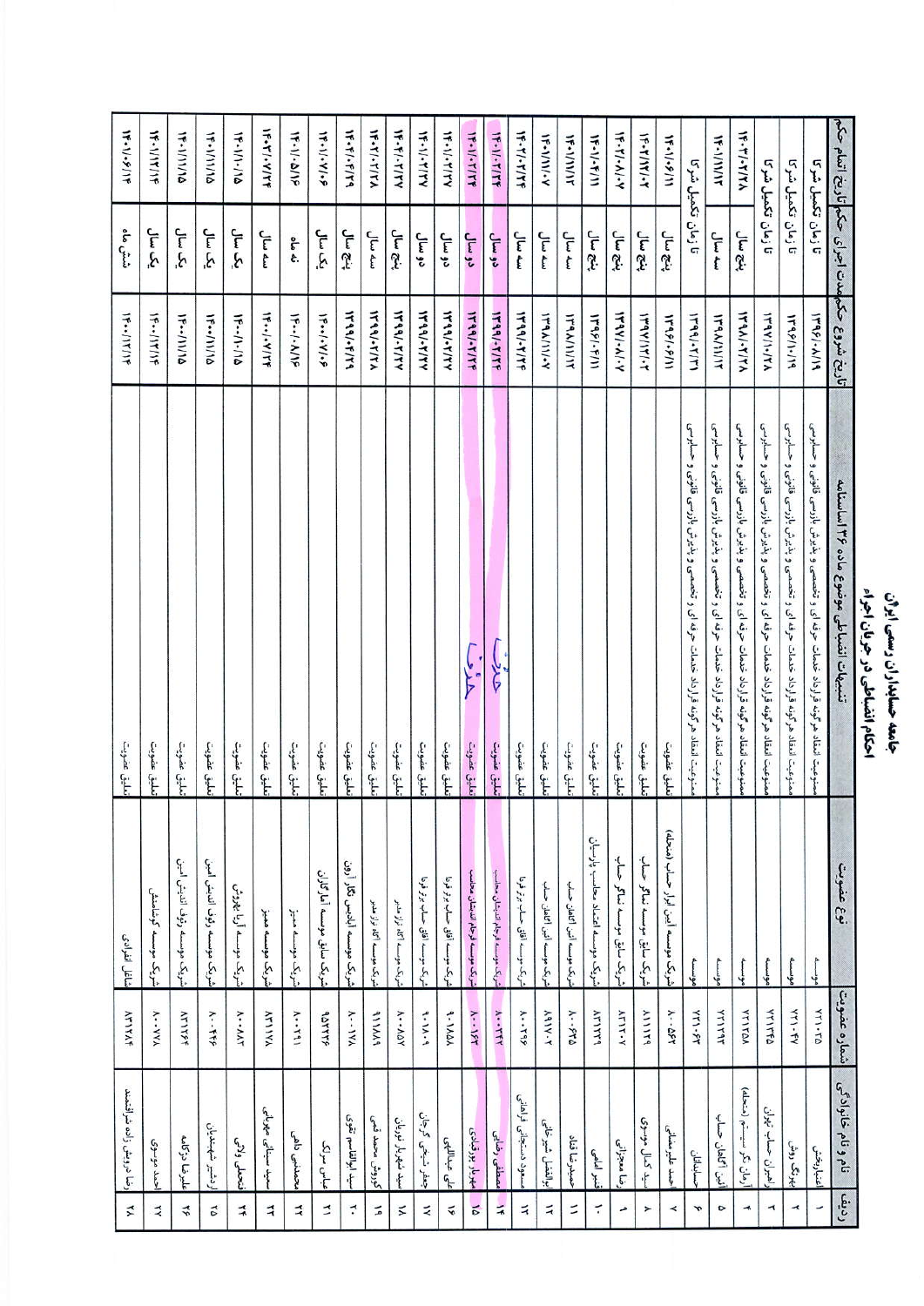# جامعه حسابداران رسمی ایران

## احکام انضباطی در جریان اجراء

| ردیف | نام و نام خانوادگی | شماره عضویت | نوع عضویت | تنبیهات انضباطی موضوع ماده ۴۳ اساسنامه | تاریخ شروع حکم | مدت اجرای حکم | تاریخ اتمام حکم |
| --- | --- | --- | --- | --- | --- | --- | --- |
| ۱ | اعتماد رنجبر | ۲۲۱۰۲۵ | موسسه | ممنوعیت انعقاد هرگونه قرارداد خدمات حرفه‌ای و تخصصی و مدیریتی بازرسی قانونی و حسابرسی | ۱۳۹۶/۰۸/۱۹ | تا زمان تکمیل شرکا | |
| ۲ | بهروزک روش | ۲۲۱۰۴۷ | موسسه | ممنوعیت انعقاد هرگونه قرارداد خدمات حرفه‌ای و تخصصی و مدیریتی بازرسی قانونی و حسابرسی | ۱۳۹۶/۱۰/۱۹ | تا زمان تکمیل شرکا | |
| ۳ | راهبران حساب تهران | ۲۲۱۳۴۵ | موسسه | ممنوعیت انعقاد هرگونه قرارداد خدمات حرفه‌ای و تخصصی و مدیریتی بازرسی قانونی و حسابرسی | ۱۳۹۷/۱۰/۲۸ | تا زمان تکمیل شرکا | |
| ۴ | آرمان نگر سیستم (منحله) | ۲۲۱۴۵۸ | موسسه | ممنوعیت انعقاد هرگونه قرارداد خدمات حرفه‌ای و تخصصی و مدیریتی بازرسی قانونی و حسابرسی | ۱۳۹۸/۰۲/۲۸ | پنج سال | ۱۴۰۳/۰۲/۲۸ |
| ۵ | آتین آگاهان حساب | ۲۲۱۴۹۳ | موسسه | ممنوعیت انعقاد هرگونه قرارداد خدمات حرفه‌ای و تخصصی و مدیریتی بازرسی قانونی و حسابرسی | ۱۳۹۸/۱۱/۱۳ | سه سال | ۱۴۰۱/۱۱/۱۳ |
| ۶ | حسابداران | ۲۲۱۰۶۳ | موسسه | ممنوعیت انعقاد هرگونه قرارداد خدمات حرفه‌ای و تخصصی و مدیریتی بازرسی قانونی و حسابرسی | ۱۳۹۹/۰۳/۲۱ | تا زمان تکمیل شرکا | |
| ۷ | احمد علیرضا منانی | ۸۰۰۵۶۲ | شریک موسسه آیین ابرار حساب (منحله) | تعلیق عضویت | ۱۳۹۶/۰۶/۱۱ | پنج سال | ۱۴۰۱/۰۶/۱۱ |
| ۸ | سید کمال موسوی | ۸۱۱۱۲۹ | شریک سابق موسسه ممتاز حساب | تعلیق عضویت | ۱۳۹۷/۱۲/۰۲ | پنج سال | ۱۴۰۲/۱۲/۰۲ |
| ۹ | رضا معصومی | ۸۲۱۲۰۷ | شریک سابق موسسه ممتاز حساب | تعلیق عضویت | ۱۳۹۷/۰۸/۰۷ | پنج سال | ۱۴۰۲/۰۸/۰۷ |
| ۱۰ | قنبر اعلمی | ۸۲۱۲۲۹ | شریک موسسه اقتصاد محاسب پارسیان | تعلیق عضویت | ۱۳۹۶/۰۴/۱۱ | پنج سال | ۱۴۰۱/۰۴/۱۱ |
| ۱۱ | حمیدرضا شاه | ۸۰۰۶۳۵ | شریک موسسه امین آگاهان حساب | تعلیق عضویت | ۱۳۹۸/۱۱/۱۲ | سه سال | ۱۴۰۱/۱۱/۱۲ |
| ۱۲ | ابوالفضل شیرخانی | ۸۶۱۷۰۲ | شریک موسسه امین آگاهان حساب | تعلیق عضویت | ۱۳۹۸/۱۱/۰۷ | سه سال | ۱۴۰۱/۱۱/۰۷ |
| ۱۳ | مسعود دستجانی فراهانی | ۸۰۰۲۶۵ | شریک موسسه آفاق حساب فردا | تعلیق عضویت | ۱۳۹۹/۰۲/۲۴ | سه سال | ۱۴۰۲/۰۲/۲۴ |
| ۱۴ | مصطفی رضائی | ۸۰۰۳۳۲ | شریک موسسه ارقام اندیشان محاسب | تعلیق عضویت | ۱۳۹۹/۰۲/۲۴ | دو سال | ۱۴۰۱/۰۲/۲۴ |
| ۱۵ | مهرداد یزدانی | ۸۰۰۱۶۲ | شریک موسسه ارقام اندیشان محاسب | تعلیق عضویت | ۱۳۹۹/۰۲/۲۴ | دو سال | ۱۴۰۱/۰۲/۲۴ |
| ۱۶ | علی عبداللهی | ۹۰۱۸۵۸ | شریک موسسه آفاق حساب فردا | تعلیق عضویت | ۱۳۹۹/۰۲/۲۷ | دو سال | ۱۴۰۱/۰۲/۲۷ |
| ۱۷ | جعفر شیخی گرجان | ۹۰۱۸۰۹ | شریک موسسه آفاق حساب فردا | تعلیق عضویت | ۱۳۹۹/۰۲/۲۷ | دو سال | ۱۴۰۱/۰۲/۲۷ |
| ۱۸ | سید شهریار نوریان | ۸۰۰۸۵۷ | شریک موسسه آگاه تراز مدبر | تعلیق عضویت | ۱۳۹۹/۰۲/۲۷ | پنج سال | ۱۴۰۴/۰۲/۲۷ |
| ۱۹ | کوروش محمد قمی | ۹۱۱۸۸۹ | شریک موسسه آگاه تراز مدبر | تعلیق عضویت | ۱۳۹۹/۰۲/۲۸ | سه سال | ۱۴۰۲/۰۲/۲۸ |
| ۲۰ | سید ابوالقاسم تقوی | ۸۰۰۱۷۸ | شریک موسسه الماس نگار آرون | تعلیق عضویت | ۱۳۹۹/۰۴/۲۹ | پنج سال | ۱۴۰۴/۰۴/۲۹ |
| ۲۱ | عباس سرکی | ۹۵۱۳۳۶ | شریک سابق موسسه آماگران | تعلیق عضویت | ۱۴۰۰/۰۷/۰۶ | یک سال | ۱۴۰۱/۰۷/۰۶ |
| ۲۲ | محمدتقی ناظمی | ۸۰۰۳۹۱ | شریک موسسه ممیز | تعلیق عضویت | ۱۴۰۰/۰۸/۱۶ | نه ماه | ۱۴۰۱/۰۵/۱۶ |
| ۲۳ | سید سجاد عمرانی | ۸۲۱۱۷۸ | شریک موسسه ممیز | تعلیق عضویت | ۱۴۰۰/۰۷/۲۴ | سه سال | ۱۴۰۳/۰۷/۲۴ |
| ۲۴ | اسماعیل ولائی | ۸۰۰۸۸۳ | شریک موسسه آریا بخردان | تعلیق عضویت | ۱۴۰۰/۱۰/۱۵ | یک سال | ۱۴۰۱/۱۰/۱۵ |
| ۲۵ | اردشیر شهبندیان | ۸۰۰۴۳۶ | شریک موسسه رهروان اندیشه امین | تعلیق عضویت | ۱۴۰۰/۱۱/۱۵ | یک سال | ۱۴۰۱/۱۱/۱۵ |
| ۲۶ | علیرضا درگاهی | ۸۲۱۲۶۴ | شریک موسسه رهروان اندیشه امین | تعلیق عضویت | ۱۴۰۰/۱۱/۱۵ | یک سال | ۱۴۰۱/۱۱/۱۵ |
| ۲۷ | احمد موسوی | ۸۰۰۷۷۸ | شریک موسسه کوشا منش | تعلیق عضویت | ۱۴۰۰/۱۲/۱۴ | یک سال | ۱۴۰۱/۱۲/۱۴ |
| ۲۸ | رضا فروغی زاده شرافشند | ۸۲۱۲۸۴ | شاغل انفرادی | تعلیق عضویت | ۱۴۰۰/۱۲/۱۴ | شش ماه | ۱۴۰۱/۰۶/۱۴ |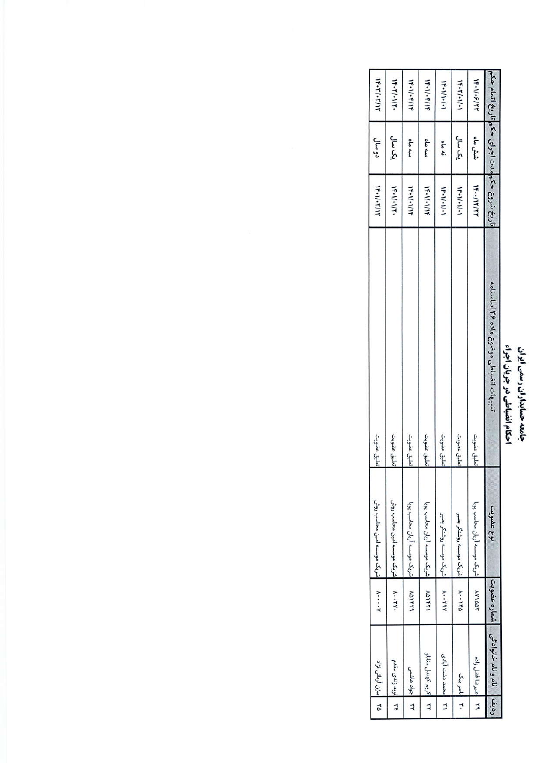# جامعه حسابداران رسمی ایران

## احکام انضباطی در جریان اجراء

| ردیف | نام و نام خانوادگی | شماره عضویت | نوع عضویت | تنبیهات انضباطی موضوع ماده ۶۲ اساسنامه | تاریخ شروع حکم | مدت اجرای حکم | تاریخ اتمام حکم |
| --- | --- | --- | --- | --- | --- | --- | --- |
| ۲۹ | علیرضا فضل زاده | ۸۷۱۵۵۳ | شریک موسسه آریان محاسب پویا | تعلیق عضویت | ۱۴۰۰/۱۲/۲۳ | شش ماه | ۱۴۰۱/۰۶/۲۳ |
| ۳۰ | ناصر بیگ | ۸۰۰۱۳۵ | شریک موسسه روشنگر بصیر | تعلیق عضویت | ۱۴۰۱/۰۱/۰۱ | یک سال | ۱۴۰۲/۰۱/۰۱ |
| ۳۱ | محمد دشت آبادی | ۸۰۰۲۹۷ | شریک موسسه روشنگر بصیر | تعلیق عضویت | ۱۴۰۱/۰۱/۰۱ | نه ماه | ۱۴۰۱/۱۰/۰۱ |
| ۳۲ | کریم کمیل مثالو | ۸۵۱۴۲۱ | شریک موسسه آریان محاسب پویا | تعلیق عضویت | ۱۴۰۱/۰۱/۱۴ | سه ماه | ۱۴۰۱/۰۴/۱۴ |
| ۳۳ | جواد هاشمی | ۸۵۱۴۲۹ | شریک موسسه آریان محاسب پویا | تعلیق عضویت | ۱۴۰۱/۰۱/۱۴ | سه ماه | ۱۴۰۱/۰۴/۱۴ |
| ۳۴ | نوید زندی مقدم | ۸۰۰۳۷۰ | شریک موسسه امین محاسب روش | تعلیق عضویت | ۱۴۰۱/۰۱/۲۰ | یک سال | ۱۴۰۲/۰۱/۲۰ |
| ۳۵ | بیژن آرین نژاد | ۸۰۰۰۰۷ | شریک موسسه امین محاسب روش | تعلیق عضویت | ۱۴۰۱/۰۲/۱۲ | دو سال | ۱۴۰۳/۰۲/۱۲ |